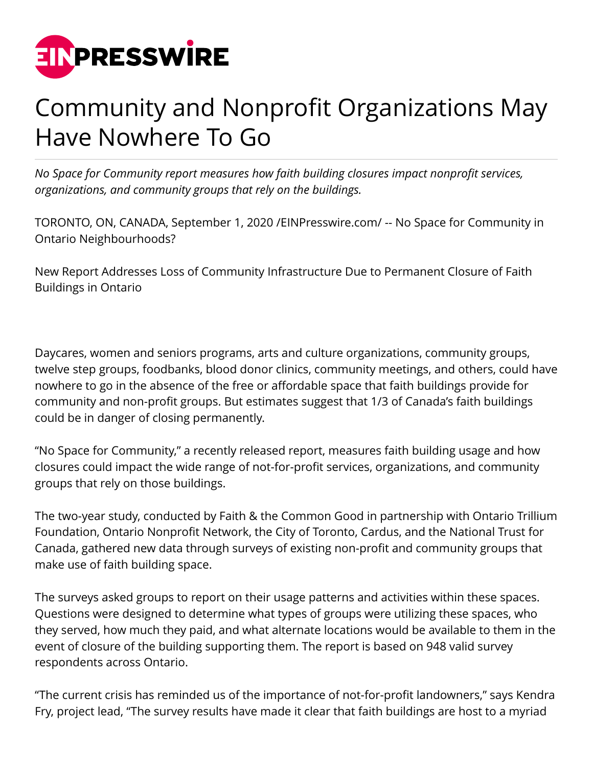# Community and Nonprofit Organizations May Have Nowhere To Go

*No Space for Community report measures how faith building closures impact nonprofit services, organizations, and community groups that rely on the buildings.*

TORONTO, ON, CANADA, September 1, 2020 /EINPresswire.com/ -- No Space for Community in Ontario Neighbourhoods?

New Report Addresses Loss of Community Infrastructure Due to Permanent Closure of Faith Buildings in Ontario

Daycares, women and seniors programs, arts and culture organizations, community groups, twelve step groups, foodbanks, blood donor clinics, community meetings, and others, could have nowhere to go in the absence of the free or affordable space that faith buildings provide for community and non-profit groups. But estimates suggest that 1/3 of Canada's faith buildings could be in danger of closing permanently.

"No Space for Community," a recently released report, measures faith building usage and how closures could impact the wide range of not-for-profit services, organizations, and community groups that rely on those buildings.

The two-year study, conducted by Faith & the Common Good in partnership with Ontario Trillium Foundation, Ontario Nonprofit Network, the City of Toronto, Cardus, and the National Trust for Canada, gathered new data through surveys of existing non-profit and community groups that make use of faith building space.

The surveys asked groups to report on their usage patterns and activities within these spaces. Questions were designed to determine what types of groups were utilizing these spaces, who they served, how much they paid, and what alternate locations would be available to them in the event of closure of the building supporting them. The report is based on 948 valid survey respondents across Ontario.

"The current crisis has reminded us of the importance of not-for-profit landowners," says Kendra Fry, project lead, "The survey results have made it clear that faith buildings are host to a myriad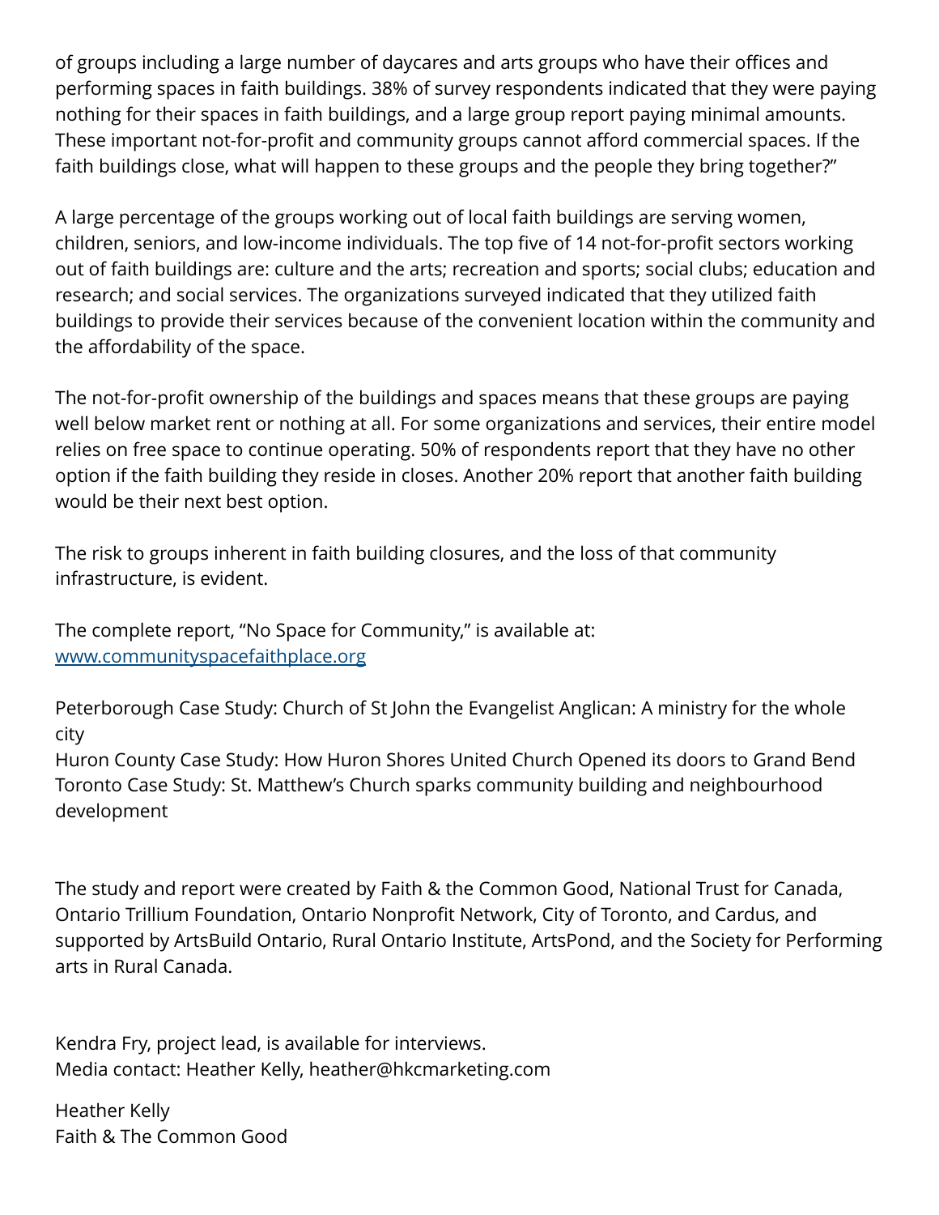of groups including a large number of daycares and arts groups who have their offices and performing spaces in faith buildings. 38% of survey respondents indicated that they were paying nothing for their spaces in faith buildings, and a large group report paying minimal amounts. These important not-for-profit and community groups cannot afford commercial spaces. If the faith buildings close, what will happen to these groups and the people they bring together?"

A large percentage of the groups working out of local faith buildings are serving women, children, seniors, and low-income individuals. The top five of 14 not-for-profit sectors working out of faith buildings are: culture and the arts; recreation and sports; social clubs; education and research; and social services. The organizations surveyed indicated that they utilized faith buildings to provide their services because of the convenient location within the community and the affordability of the space.

The not-for-profit ownership of the buildings and spaces means that these groups are paying well below market rent or nothing at all. For some organizations and services, their entire model relies on free space to continue operating. 50% of respondents report that they have no other option if the faith building they reside in closes. Another 20% report that another faith building would be their next best option.

The risk to groups inherent in faith building closures, and the loss of that community infrastructure, is evident.

The complete report, "No Space for Community," is available at: [www.communityspacefaithplace.org](http://www.communityspacefaithplace.org)

Peterborough Case Study: Church of St John the Evangelist Anglican: A ministry for the whole city
Huron County Case Study: How Huron Shores United Church Opened its doors to Grand Bend
Toronto Case Study: St. Matthew's Church sparks community building and neighbourhood development

The study and report were created by Faith & the Common Good, National Trust for Canada, Ontario Trillium Foundation, Ontario Nonprofit Network, City of Toronto, and Cardus, and supported by ArtsBuild Ontario, Rural Ontario Institute, ArtsPond, and the Society for Performing arts in Rural Canada.

Kendra Fry, project lead, is available for interviews.
Media contact: Heather Kelly, heather@hkcmarketing.com

Heather Kelly
Faith & The Common Good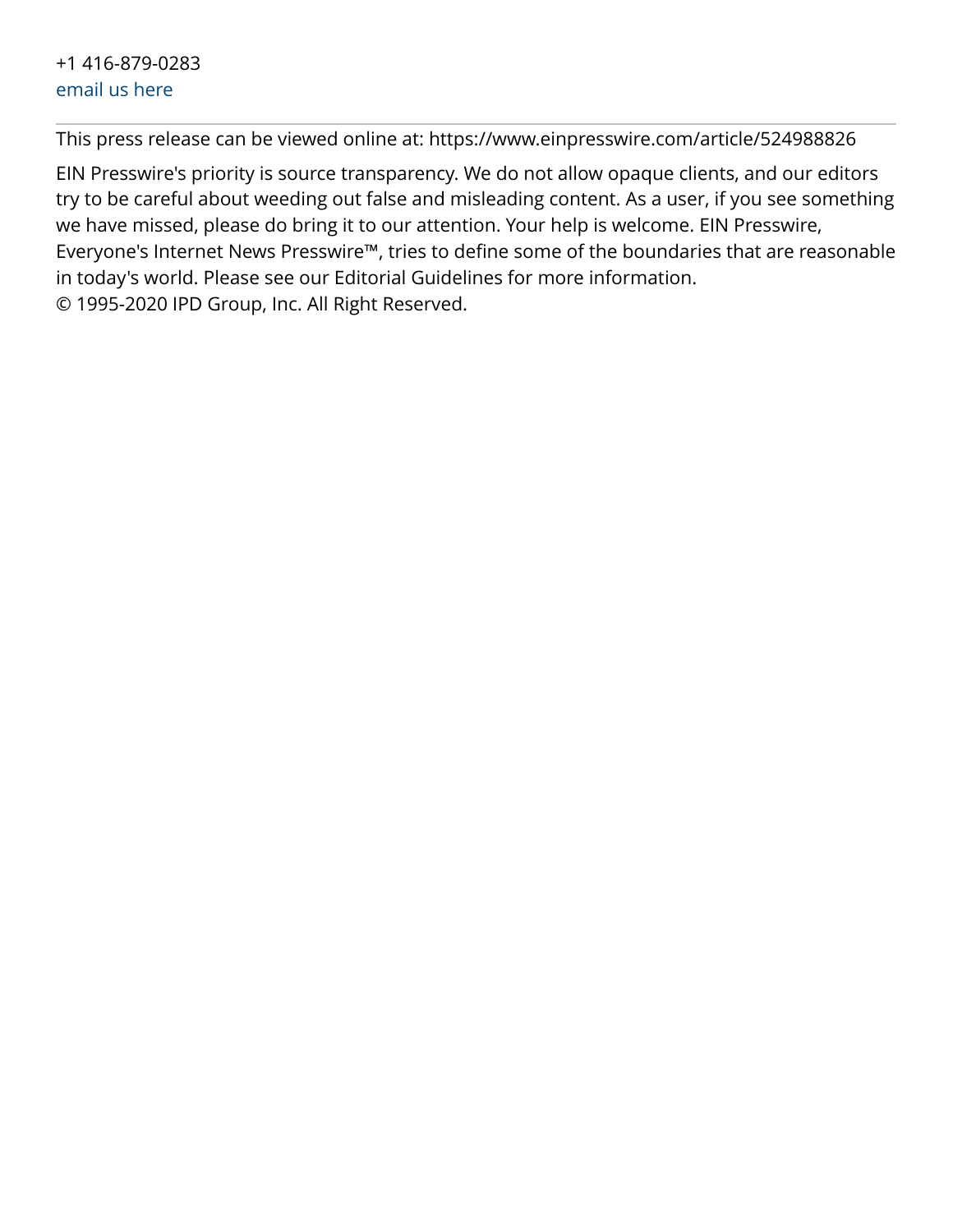+1 416-879-0283
email us here

---

This press release can be viewed online at: https://www.einpresswire.com/article/524988826

EIN Presswire's priority is source transparency. We do not allow opaque clients, and our editors try to be careful about weeding out false and misleading content. As a user, if you see something we have missed, please do bring it to our attention. Your help is welcome. EIN Presswire, Everyone's Internet News Presswire™, tries to define some of the boundaries that are reasonable in today's world. Please see our Editorial Guidelines for more information.
© 1995-2020 IPD Group, Inc. All Right Reserved.